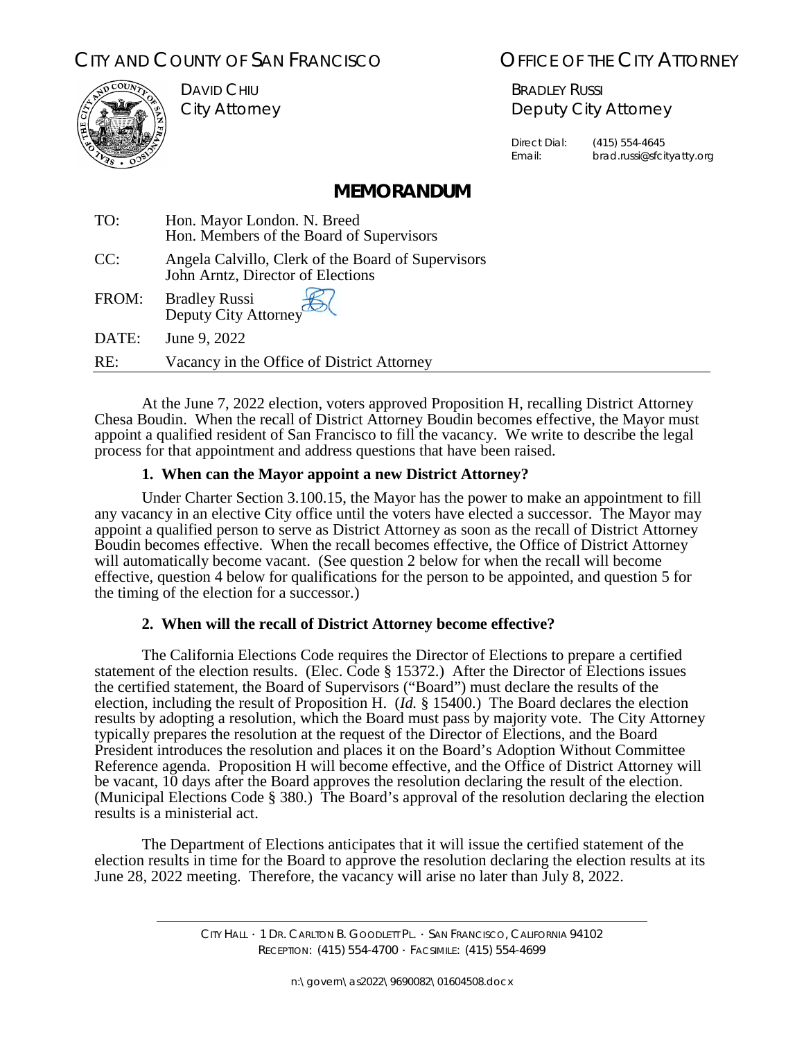CITY AND COUNTY OF SAN FRANCISCO

OFFICE OF THE CITY ATTORNEY

DAVID CHIU
City Attorney

BRADLEY RUSSI
Deputy City Attorney

Direct Dial: (415) 554-4645
Email: brad.russi@sfcityatty.org

# MEMORANDUM

TO: Hon. Mayor London. N. Breed
Hon. Members of the Board of Supervisors

CC: Angela Calvillo, Clerk of the Board of Supervisors
John Arntz, Director of Elections

FROM: Bradley Russi
Deputy City Attorney

DATE: June 9, 2022

RE: Vacancy in the Office of District Attorney

---

At the June 7, 2022 election, voters approved Proposition H, recalling District Attorney Chesa Boudin. When the recall of District Attorney Boudin becomes effective, the Mayor must appoint a qualified resident of San Francisco to fill the vacancy. We write to describe the legal process for that appointment and address questions that have been raised.

### 1. When can the Mayor appoint a new District Attorney?

Under Charter Section 3.100.15, the Mayor has the power to make an appointment to fill any vacancy in an elective City office until the voters have elected a successor. The Mayor may appoint a qualified person to serve as District Attorney as soon as the recall of District Attorney Boudin becomes effective. When the recall becomes effective, the Office of District Attorney will automatically become vacant. (See question 2 below for when the recall will become effective, question 4 below for qualifications for the person to be appointed, and question 5 for the timing of the election for a successor.)

### 2. When will the recall of District Attorney become effective?

The California Elections Code requires the Director of Elections to prepare a certified statement of the election results. (Elec. Code § 15372.) After the Director of Elections issues the certified statement, the Board of Supervisors ("Board") must declare the results of the election, including the result of Proposition H. (*Id.* § 15400.) The Board declares the election results by adopting a resolution, which the Board must pass by majority vote. The City Attorney typically prepares the resolution at the request of the Director of Elections, and the Board President introduces the resolution and places it on the Board's Adoption Without Committee Reference agenda. Proposition H will become effective, and the Office of District Attorney will be vacant, 10 days after the Board approves the resolution declaring the result of the election. (Municipal Elections Code § 380.) The Board's approval of the resolution declaring the election results is a ministerial act.

The Department of Elections anticipates that it will issue the certified statement of the election results in time for the Board to approve the resolution declaring the election results at its June 28, 2022 meeting. Therefore, the vacancy will arise no later than July 8, 2022.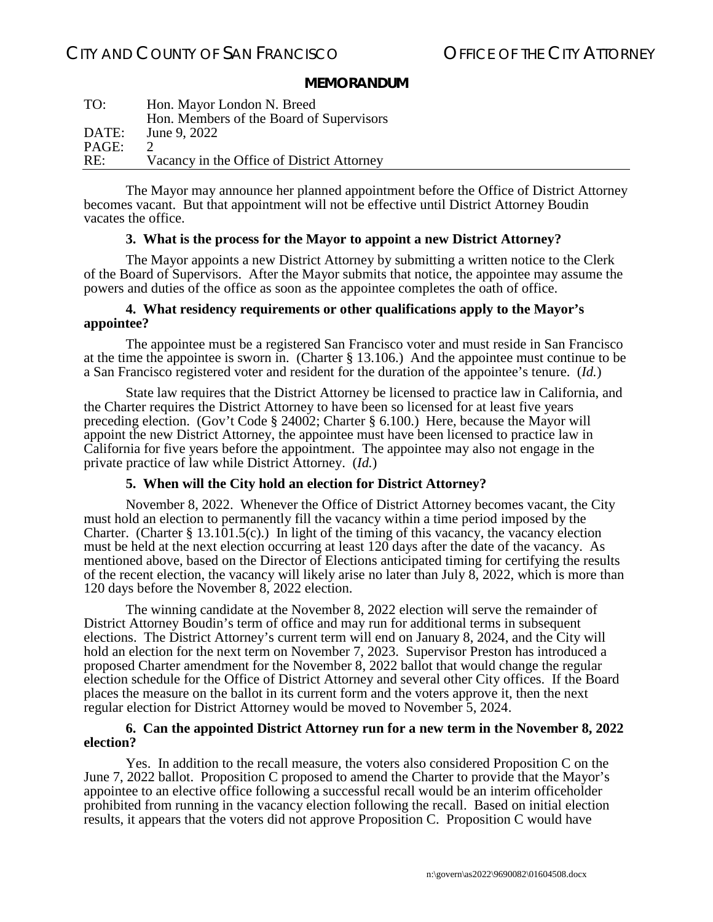The Mayor may announce her planned appointment before the Office of District Attorney becomes vacant. But that appointment will not be effective until District Attorney Boudin vacates the office.

### 3. What is the process for the Mayor to appoint a new District Attorney?

The Mayor appoints a new District Attorney by submitting a written notice to the Clerk of the Board of Supervisors. After the Mayor submits that notice, the appointee may assume the powers and duties of the office as soon as the appointee completes the oath of office.

### 4. What residency requirements or other qualifications apply to the Mayor's appointee?

The appointee must be a registered San Francisco voter and must reside in San Francisco at the time the appointee is sworn in. (Charter § 13.106.) And the appointee must continue to be a San Francisco registered voter and resident for the duration of the appointee's tenure. (*Id.*)

State law requires that the District Attorney be licensed to practice law in California, and the Charter requires the District Attorney to have been so licensed for at least five years preceding election. (Gov't Code § 24002; Charter § 6.100.) Here, because the Mayor will appoint the new District Attorney, the appointee must have been licensed to practice law in California for five years before the appointment. The appointee may also not engage in the private practice of law while District Attorney. (*Id.*)

### 5. When will the City hold an election for District Attorney?

November 8, 2022. Whenever the Office of District Attorney becomes vacant, the City must hold an election to permanently fill the vacancy within a time period imposed by the Charter. (Charter § 13.101.5(c).) In light of the timing of this vacancy, the vacancy election must be held at the next election occurring at least 120 days after the date of the vacancy. As mentioned above, based on the Director of Elections anticipated timing for certifying the results of the recent election, the vacancy will likely arise no later than July 8, 2022, which is more than 120 days before the November 8, 2022 election.

The winning candidate at the November 8, 2022 election will serve the remainder of District Attorney Boudin's term of office and may run for additional terms in subsequent elections. The District Attorney's current term will end on January 8, 2024, and the City will hold an election for the next term on November 7, 2023. Supervisor Preston has introduced a proposed Charter amendment for the November 8, 2022 ballot that would change the regular election schedule for the Office of District Attorney and several other City offices. If the Board places the measure on the ballot in its current form and the voters approve it, then the next regular election for District Attorney would be moved to November 5, 2024.

### 6. Can the appointed District Attorney run for a new term in the November 8, 2022 election?

Yes. In addition to the recall measure, the voters also considered Proposition C on the June 7, 2022 ballot. Proposition C proposed to amend the Charter to provide that the Mayor's appointee to an elective office following a successful recall would be an interim officeholder prohibited from running in the vacancy election following the recall. Based on initial election results, it appears that the voters did not approve Proposition C. Proposition C would have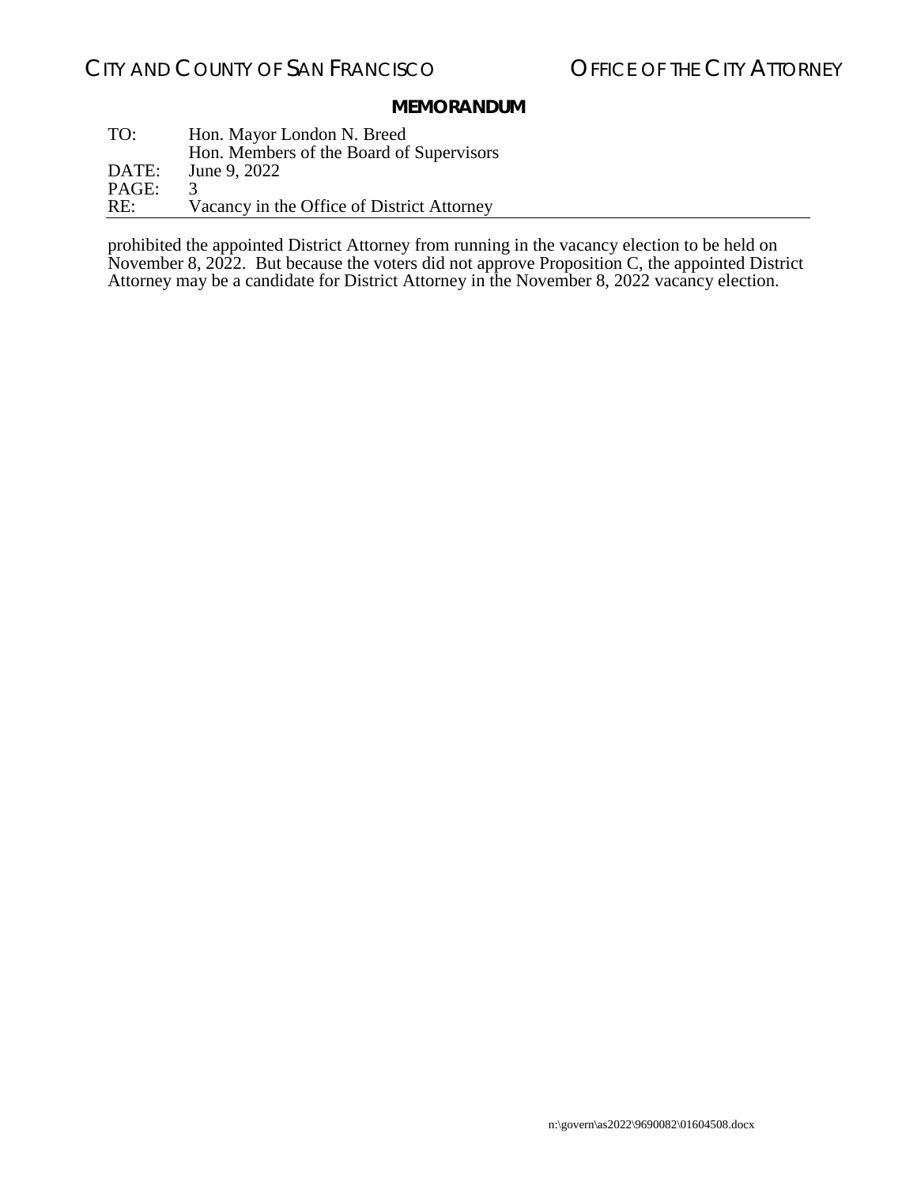prohibited the appointed District Attorney from running in the vacancy election to be held on November 8, 2022. But because the voters did not approve Proposition C, the appointed District Attorney may be a candidate for District Attorney in the November 8, 2022 vacancy election.